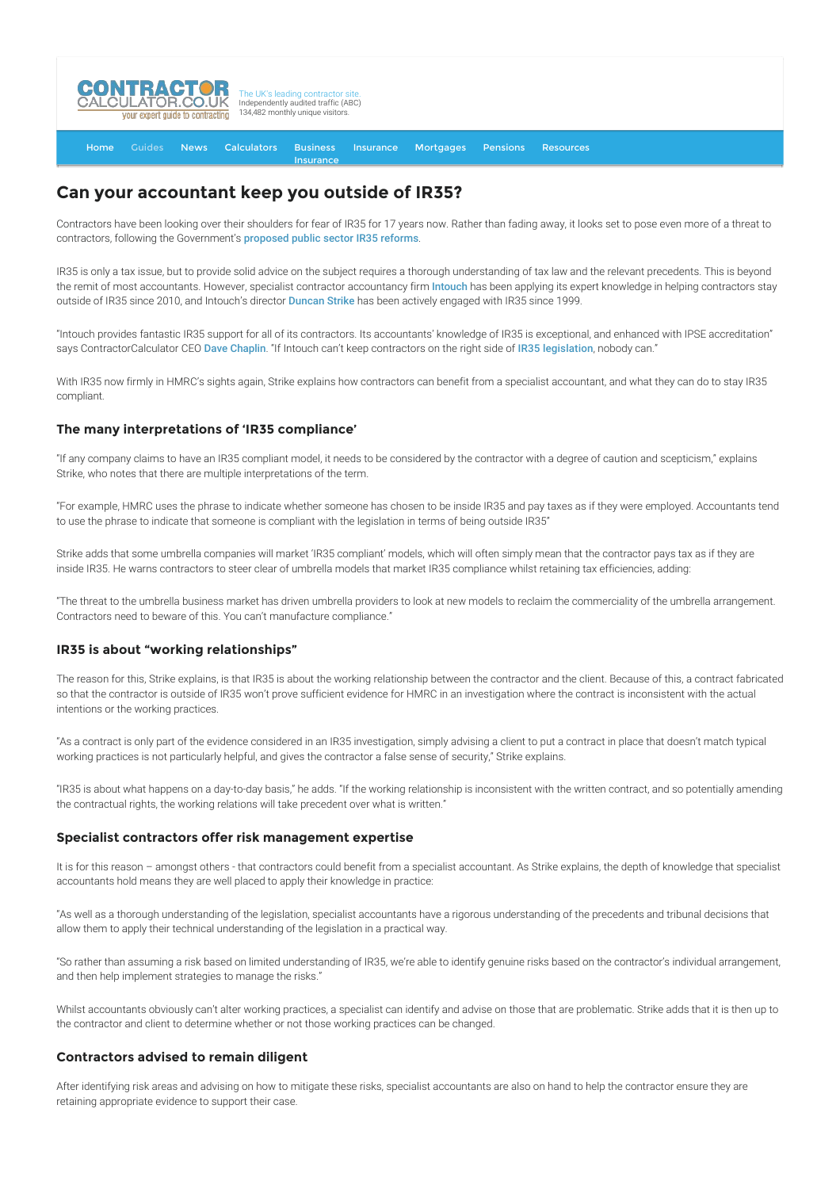# Can your accountant keep you outside of IR35?

Contractors have been looking over their shoulders for fear of IR35 for 17 years now. Rather than fading away, it looks set to pose even more of a threat to contractors, following the Government's proposed public sector IR35 reforms.

IR35 is only a tax issue, but to provide solid advice on the subject requires a thorough understanding of tax law and the relevant precedents. This is beyond the remit of most accountants. However, specialist contractor accountancy firm Intouch has been applying its expert knowledge in helping contractors stay outside of IR35 since 2010, and Intouch's director Duncan Strike has been actively engaged with IR35 since 1999.

"Intouch provides fantastic IR35 support for all of its contractors. Its accountants' knowledge of IR35 is exceptional, and enhanced with IPSE accreditation" says ContractorCalculator CEO Dave Chaplin. "If Intouch can't keep contractors on the right side of IR35 legislation, nobody can."

With IR35 now firmly in HMRC's sights again, Strike explains how contractors can benefit from a specialist accountant, and what they can do to stay IR35 compliant.

## The many interpretations of 'IR35 compliance'

"If any company claims to have an IR35 compliant model, it needs to be considered by the contractor with a degree of caution and scepticism," explains Strike, who notes that there are multiple interpretations of the term.

"For example, HMRC uses the phrase to indicate whether someone has chosen to be inside IR35 and pay taxes as if they were employed. Accountants tend to use the phrase to indicate that someone is compliant with the legislation in terms of being outside IR35"

Strike adds that some umbrella companies will market 'IR35 compliant' models, which will often simply mean that the contractor pays tax as if they are inside IR35. He warns contractors to steer clear of umbrella models that market IR35 compliance whilst retaining tax efficiencies, adding:

"The threat to the umbrella business market has driven umbrella providers to look at new models to reclaim the commerciality of the umbrella arrangement. Contractors need to beware of this. You can't manufacture compliance."

## IR35 is about "working relationships"

The reason for this, Strike explains, is that IR35 is about the working relationship between the contractor and the client. Because of this, a contract fabricated so that the contractor is outside of IR35 won't prove sufficient evidence for HMRC in an investigation where the contract is inconsistent with the actual intentions or the working practices.

"As a contract is only part of the evidence considered in an IR35 investigation, simply advising a client to put a contract in place that doesn't match typical working practices is not particularly helpful, and gives the contractor a false sense of security," Strike explains.

"IR35 is about what happens on a day-to-day basis," he adds. "If the working relationship is inconsistent with the written contract, and so potentially amending the contractual rights, the working relations will take precedent over what is written."

## Specialist contractors offer risk management expertise

It is for this reason – amongst others - that contractors could benefit from a specialist accountant. As Strike explains, the depth of knowledge that specialist accountants hold means they are well placed to apply their knowledge in practice:

"As well as a thorough understanding of the legislation, specialist accountants have a rigorous understanding of the precedents and tribunal decisions that allow them to apply their technical understanding of the legislation in a practical way.

"So rather than assuming a risk based on limited understanding of IR35, we're able to identify genuine risks based on the contractor's individual arrangement, and then help implement strategies to manage the risks."

Whilst accountants obviously can't alter working practices, a specialist can identify and advise on those that are problematic. Strike adds that it is then up to the contractor and client to determine whether or not those working practices can be changed.

## Contractors advised to remain diligent

After identifying risk areas and advising on how to mitigate these risks, specialist accountants are also on hand to help the contractor ensure they are retaining appropriate evidence to support their case.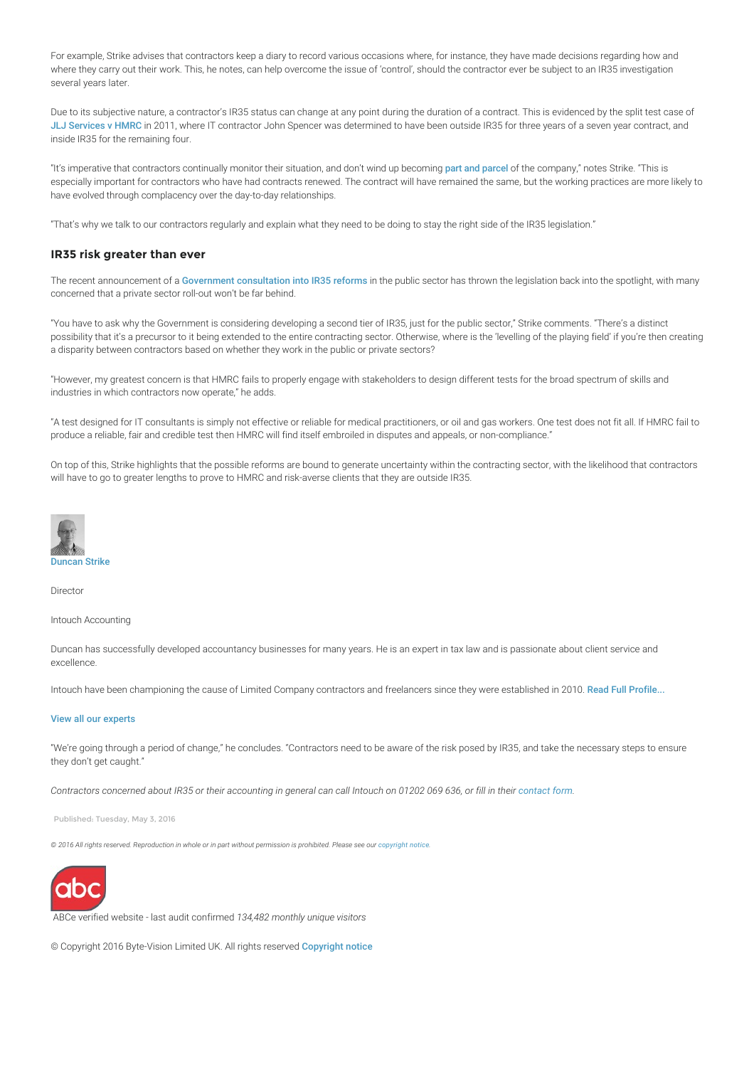For example, Strike advises that contractors keep a diary to record various occasions where, for instance, they have made decisions regarding how and where they carry out their work. This, he notes, can help overcome the issue of 'control', should the contractor ever be subject to an IR35 investigation several years later.

Due to its subjective nature, a contractor's IR35 status can change at any point during the duration of a contract. This is evidenced by the split test case of JLJ Services v HMRC in 2011, where IT contractor John Spencer was determined to have been outside IR35 for three years of a seven year contract, and inside IR35 for the remaining four.

"It's imperative that contractors continually monitor their situation, and don't wind up becoming part and parcel of the company," notes Strike. "This is especially important for contractors who have had contracts renewed. The contract will have remained the same, but the working practices are more likely to have evolved through complacency over the day-to-day relationships.

"That's why we talk to our contractors regularly and explain what they need to be doing to stay the right side of the IR35 legislation."

### IR35 risk greater than ever

The recent announcement of a Government consultation into IR35 reforms in the public sector has thrown the legislation back into the spotlight, with many concerned that a private sector roll-out won't be far behind.

"You have to ask why the Government is considering developing a second tier of IR35, just for the public sector," Strike comments. "There's a distinct possibility that it's a precursor to it being extended to the entire contracting sector. Otherwise, where is the 'levelling of the playing field' if you're then creating a disparity between contractors based on whether they work in the public or private sectors?

"However, my greatest concern is that HMRC fails to properly engage with stakeholders to design different tests for the broad spectrum of skills and industries in which contractors now operate," he adds.

"A test designed for IT consultants is simply not effective or reliable for medical practitioners, or oil and gas workers. One test does not fit all. If HMRC fail to produce a reliable, fair and credible test then HMRC will find itself embroiled in disputes and appeals, or non-compliance."

On top of this, Strike highlights that the possible reforms are bound to generate uncertainty within the contracting sector, with the likelihood that contractors will have to go to greater lengths to prove to HMRC and risk-averse clients that they are outside IR35.

Duncan Strike

Director

Intouch Accounting

Duncan has successfully developed accountancy businesses for many years. He is an expert in tax law and is passionate about client service and excellence.

Intouch have been championing the cause of Limited Company contractors and freelancers since they were established in 2010. Read Full Profile...

View all our experts

"We're going through a period of change," he concludes. "Contractors need to be aware of the risk posed by IR35, and take the necessary steps to ensure they don't get caught."

*Contractors concerned about IR35 or their accounting in general can call Intouch on 01202 069 636, or fill in their contact form.*

Published: Tuesday, May 3, 2016

*© 2016 All rights reserved. Reproduction in whole or in part without permission is prohibited. Please see our copyright notice.*

ABCe verified website - last audit confirmed *134,482 monthly unique visitors*

© Copyright 2016 Byte-Vision Limited UK. All rights reserved Copyright notice